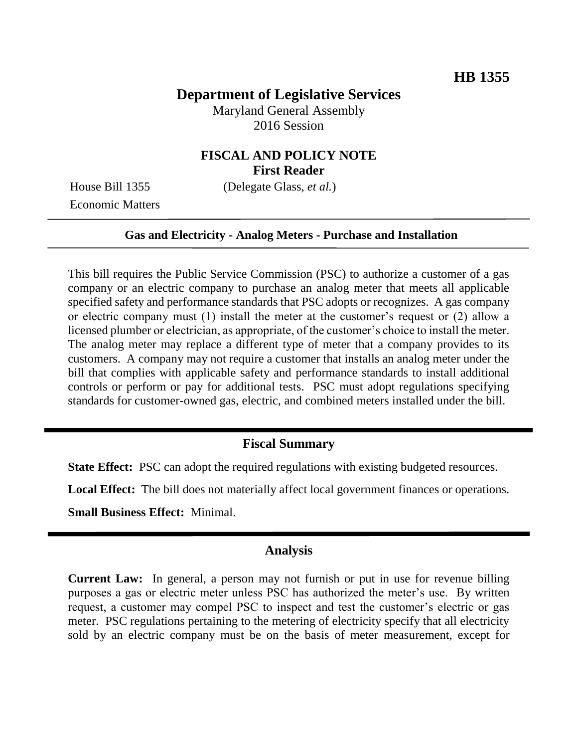**HB 1355**

# Department of Legislative Services

Maryland General Assembly
2016 Session

## FISCAL AND POLICY NOTE
**First Reader**

House Bill 1355 (Delegate Glass, *et al.*)
Economic Matters

---

**Gas and Electricity - Analog Meters - Purchase and Installation**

---

This bill requires the Public Service Commission (PSC) to authorize a customer of a gas company or an electric company to purchase an analog meter that meets all applicable specified safety and performance standards that PSC adopts or recognizes. A gas company or electric company must (1) install the meter at the customer's request or (2) allow a licensed plumber or electrician, as appropriate, of the customer's choice to install the meter. The analog meter may replace a different type of meter that a company provides to its customers. A company may not require a customer that installs an analog meter under the bill that complies with applicable safety and performance standards to install additional controls or perform or pay for additional tests. PSC must adopt regulations specifying standards for customer-owned gas, electric, and combined meters installed under the bill.

---

## Fiscal Summary

**State Effect:** PSC can adopt the required regulations with existing budgeted resources.

**Local Effect:** The bill does not materially affect local government finances or operations.

**Small Business Effect:** Minimal.

---

## Analysis

**Current Law:** In general, a person may not furnish or put in use for revenue billing purposes a gas or electric meter unless PSC has authorized the meter's use. By written request, a customer may compel PSC to inspect and test the customer's electric or gas meter. PSC regulations pertaining to the metering of electricity specify that all electricity sold by an electric company must be on the basis of meter measurement, except for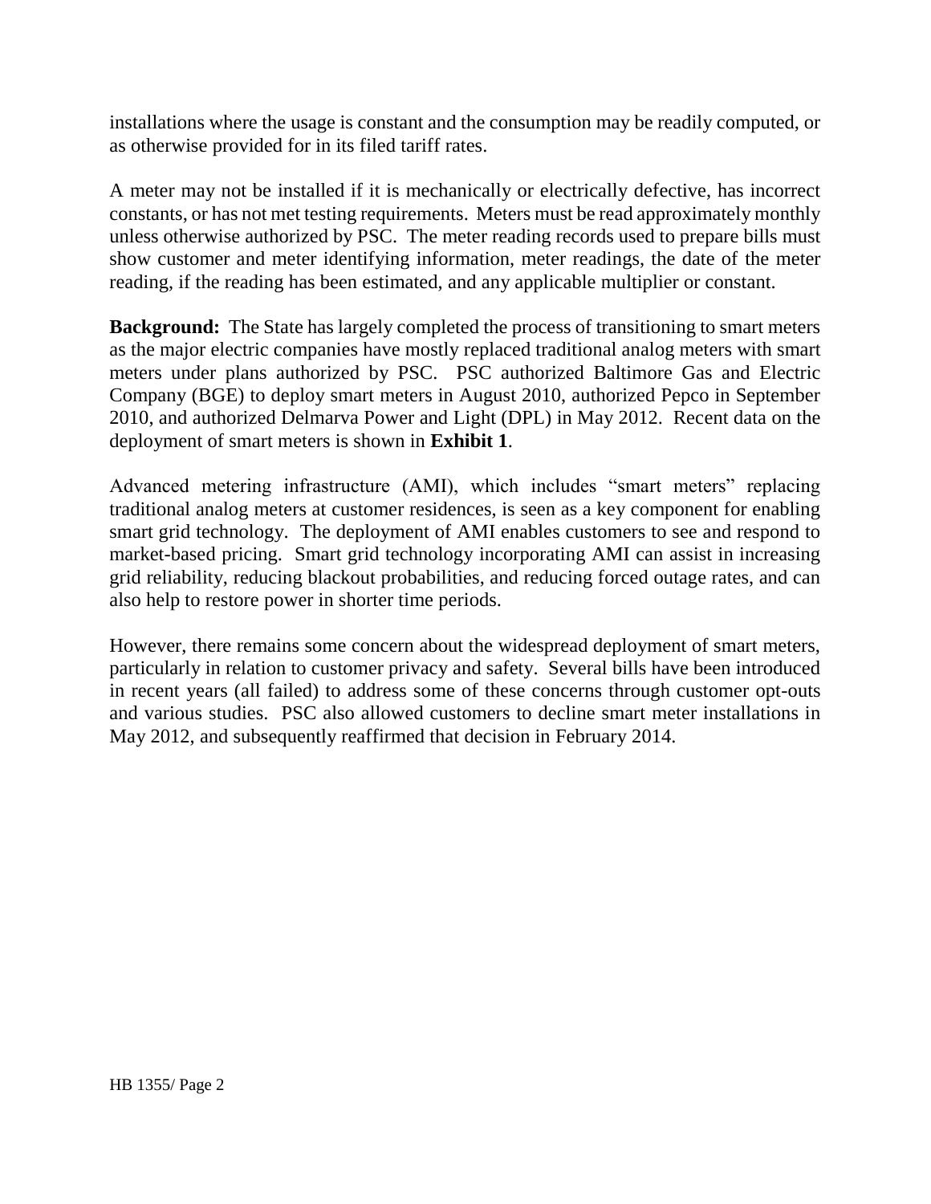installations where the usage is constant and the consumption may be readily computed, or as otherwise provided for in its filed tariff rates.

A meter may not be installed if it is mechanically or electrically defective, has incorrect constants, or has not met testing requirements. Meters must be read approximately monthly unless otherwise authorized by PSC. The meter reading records used to prepare bills must show customer and meter identifying information, meter readings, the date of the meter reading, if the reading has been estimated, and any applicable multiplier or constant.

**Background:** The State has largely completed the process of transitioning to smart meters as the major electric companies have mostly replaced traditional analog meters with smart meters under plans authorized by PSC. PSC authorized Baltimore Gas and Electric Company (BGE) to deploy smart meters in August 2010, authorized Pepco in September 2010, and authorized Delmarva Power and Light (DPL) in May 2012. Recent data on the deployment of smart meters is shown in **Exhibit 1**.

Advanced metering infrastructure (AMI), which includes "smart meters" replacing traditional analog meters at customer residences, is seen as a key component for enabling smart grid technology. The deployment of AMI enables customers to see and respond to market-based pricing. Smart grid technology incorporating AMI can assist in increasing grid reliability, reducing blackout probabilities, and reducing forced outage rates, and can also help to restore power in shorter time periods.

However, there remains some concern about the widespread deployment of smart meters, particularly in relation to customer privacy and safety. Several bills have been introduced in recent years (all failed) to address some of these concerns through customer opt-outs and various studies. PSC also allowed customers to decline smart meter installations in May 2012, and subsequently reaffirmed that decision in February 2014.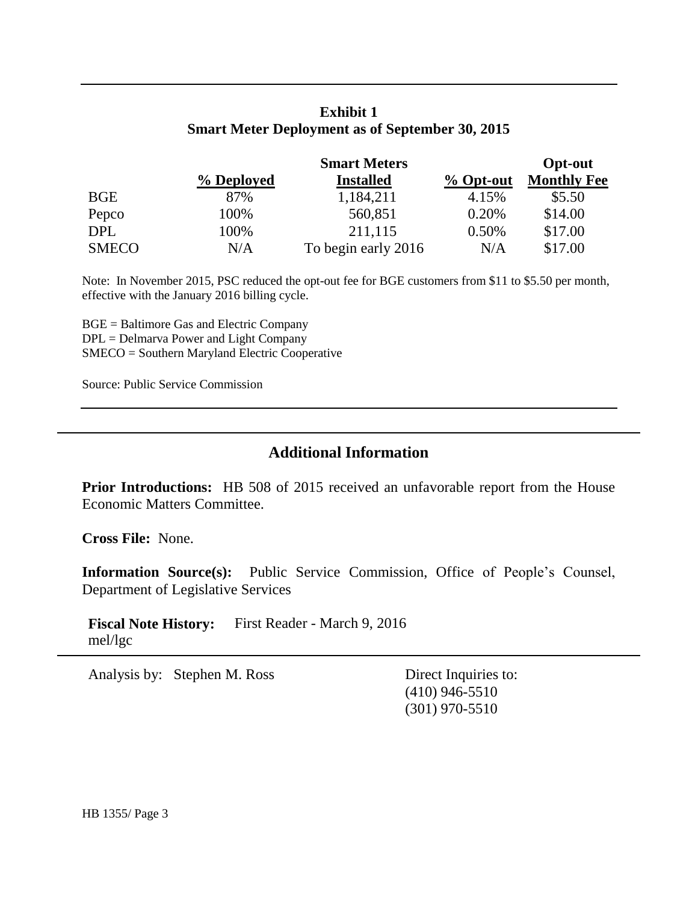**Exhibit 1**
**Smart Meter Deployment as of September 30, 2015**

| | % Deployed | Smart Meters Installed | % Opt-out | Opt-out Monthly Fee |
|---|---|---|---|---|
| BGE | 87% | 1,184,211 | 4.15% | $5.50 |
| Pepco | 100% | 560,851 | 0.20% | $14.00 |
| DPL | 100% | 211,115 | 0.50% | $17.00 |
| SMECO | N/A | To begin early 2016 | N/A | $17.00 |

Note: In November 2015, PSC reduced the opt-out fee for BGE customers from $11 to $5.50 per month, effective with the January 2016 billing cycle.

BGE = Baltimore Gas and Electric Company
DPL = Delmarva Power and Light Company
SMECO = Southern Maryland Electric Cooperative

Source: Public Service Commission

## Additional Information

**Prior Introductions:** HB 508 of 2015 received an unfavorable report from the House Economic Matters Committee.

**Cross File:** None.

**Information Source(s):** Public Service Commission, Office of People's Counsel, Department of Legislative Services

**Fiscal Note History:** First Reader - March 9, 2016
mel/lgc

Analysis by: Stephen M. Ross

Direct Inquiries to:
(410) 946-5510
(301) 970-5510